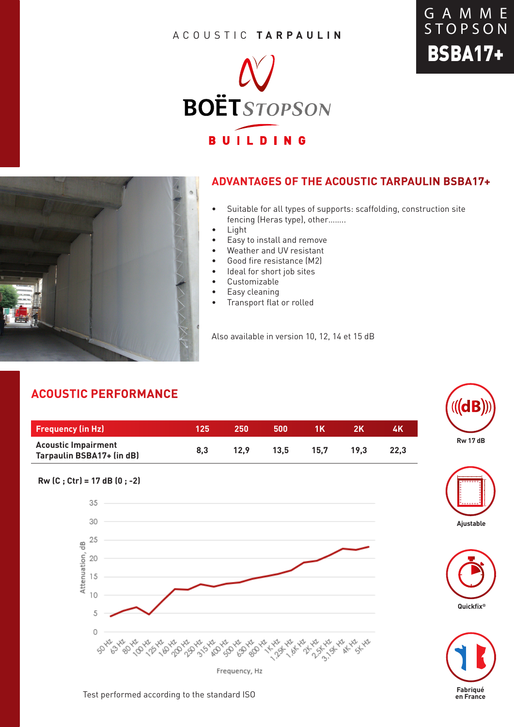GAMME STOPSON

**BSBA17+**

ACOUSTIC **TARPAULIN**

BOËT STOPSON

BUILDING

## ADVANTAGES OF THE ACOUSTIC TARPAULIN BSBA17+

- Suitable for all types of supports: scaffolding, construction site fencing (Heras type), other........
- Light
- Easy to install and remove
- Weather and UV resistant
- Good fire resistance (M2)
- Ideal for short job sites
- Customizable
- Easy cleaning
- Transport flat or rolled

Also available in version 10, 12, 14 et 15 dB

## ACOUSTIC PERFORMANCE

| Frequency (in Hz) | 125 | 250 | 500 | 1K | 2K | 4K |
|---|---|---|---|---|---|---|
| Acoustic Impairment Tarpaulin BSBA17+ (in dB) | 8,3 | 12,9 | 13,5 | 15,7 | 19,3 | 22,3 |

**Rw (C ; Ctr) = 17 dB (0 ; -2)**

Test performed according to the standard ISO

Rw 17 dB

Ajustable

Quickfix®

Fabriqué en France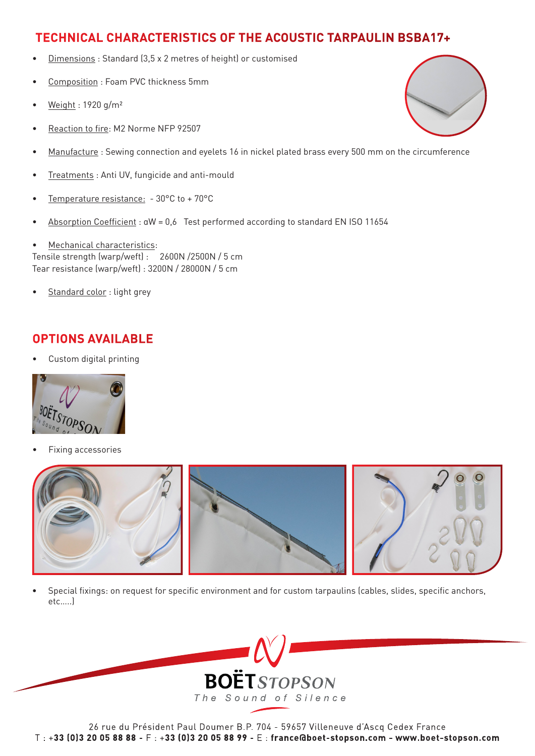## TECHNICAL CHARACTERISTICS OF THE ACOUSTIC TARPAULIN BSBA17+

- Dimensions : Standard (3,5 x 2 metres of height) or customised
- Composition : Foam PVC thickness 5mm
- Weight : 1920 g/m²
- Reaction to fire: M2 Norme NFP 92507
- Manufacture : Sewing connection and eyelets 16 in nickel plated brass every 500 mm on the circumference
- Treatments : Anti UV, fungicide and anti-mould
- Temperature resistance: - 30°C to + 70°C
- Absorption Coefficient : αW = 0,6 Test performed according to standard EN ISO 11654
- Mechanical characteristics:

Tensile strength (warp/weft) : 2600N /2500N / 5 cm
Tear resistance (warp/weft) : 3200N / 28000N / 5 cm

- Standard color : light grey

## OPTIONS AVAILABLE

- Custom digital printing
- Fixing accessories
- Special fixings: on request for specific environment and for custom tarpaulins (cables, slides, specific anchors, etc.....)

BOËT STOPSON
The Sound of Silence

26 rue du Président Paul Doumer B.P. 704 - 59657 Villeneuve d'Ascq Cedex France
T : **+33 (0)3 20 05 88 88** - F : **+33 (0)3 20 05 88 99** - E : **france@boet-stopson.com** - **www.boet-stopson.com**